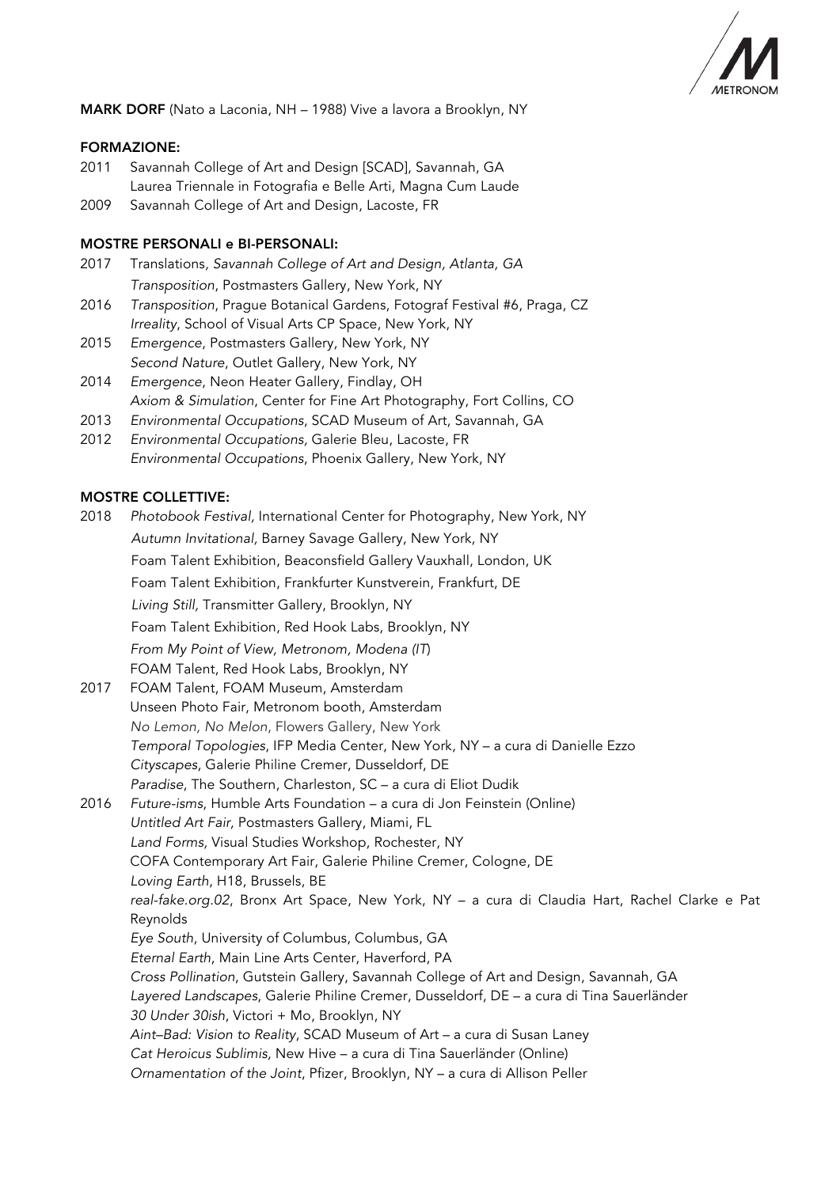**MARK DORF** (Nato a Laconia, NH – 1988) Vive a lavora a Brooklyn, NY

**FORMAZIONE:**

2011 Savannah College of Art and Design [SCAD], Savannah, GA
Laurea Triennale in Fotografia e Belle Arti, Magna Cum Laude

2009 Savannah College of Art and Design, Lacoste, FR

**MOSTRE PERSONALI e BI-PERSONALI:**

2017 Translations, *Savannah College of Art and Design, Atlanta, GA*
*Transposition*, Postmasters Gallery, New York, NY

2016 *Transposition*, Prague Botanical Gardens, Fotograf Festival #6, Praga, CZ
*Irreality*, School of Visual Arts CP Space, New York, NY

2015 *Emergence*, Postmasters Gallery, New York, NY
*Second Nature*, Outlet Gallery, New York, NY

2014 *Emergence*, Neon Heater Gallery, Findlay, OH
*Axiom & Simulation*, Center for Fine Art Photography, Fort Collins, CO

2013 *Environmental Occupations*, SCAD Museum of Art, Savannah, GA

2012 *Environmental Occupations,* Galerie Bleu, Lacoste, FR
*Environmental Occupations*, Phoenix Gallery, New York, NY

**MOSTRE COLLETTIVE:**

2018 *Photobook Festival,* International Center for Photography, New York, NY
*Autumn Invitational*, Barney Savage Gallery, New York, NY
Foam Talent Exhibition, Beaconsfield Gallery Vauxhall, London, UK
Foam Talent Exhibition, Frankfurter Kunstverein, Frankfurt, DE
*Living Still,* Transmitter Gallery, Brooklyn, NY
Foam Talent Exhibition, Red Hook Labs, Brooklyn, NY
*From My Point of View, Metronom, Modena (IT*)
FOAM Talent, Red Hook Labs, Brooklyn, NY

2017 FOAM Talent, FOAM Museum, Amsterdam
Unseen Photo Fair, Metronom booth, Amsterdam
*No Lemon, No Melon*, Flowers Gallery, New York
*Temporal Topologies*, IFP Media Center, New York, NY – a cura di Danielle Ezzo
*Cityscapes*, Galerie Philine Cremer, Dusseldorf, DE
*Paradise*, The Southern, Charleston, SC – a cura di Eliot Dudik

2016 *Future-isms*, Humble Arts Foundation – a cura di Jon Feinstein (Online)
*Untitled Art Fair,* Postmasters Gallery, Miami, FL
*Land Forms,* Visual Studies Workshop, Rochester, NY
COFA Contemporary Art Fair, Galerie Philine Cremer, Cologne, DE
*Loving Earth*, H18, Brussels, BE
*real-fake.org.02*, Bronx Art Space, New York, NY – a cura di Claudia Hart, Rachel Clarke e Pat Reynolds
*Eye South*, University of Columbus, Columbus, GA
*Eternal Earth*, Main Line Arts Center, Haverford, PA
*Cross Pollination*, Gutstein Gallery, Savannah College of Art and Design, Savannah, GA
*Layered Landscapes*, Galerie Philine Cremer, Dusseldorf, DE – a cura di Tina Sauerländer
*30 Under 30ish*, Victori + Mo, Brooklyn, NY
*Aint–Bad: Vision to Reality*, SCAD Museum of Art – a cura di Susan Laney
*Cat Heroicus Sublimis,* New Hive – a cura di Tina Sauerländer (Online)
*Ornamentation of the Joint*, Pfizer, Brooklyn, NY – a cura di Allison Peller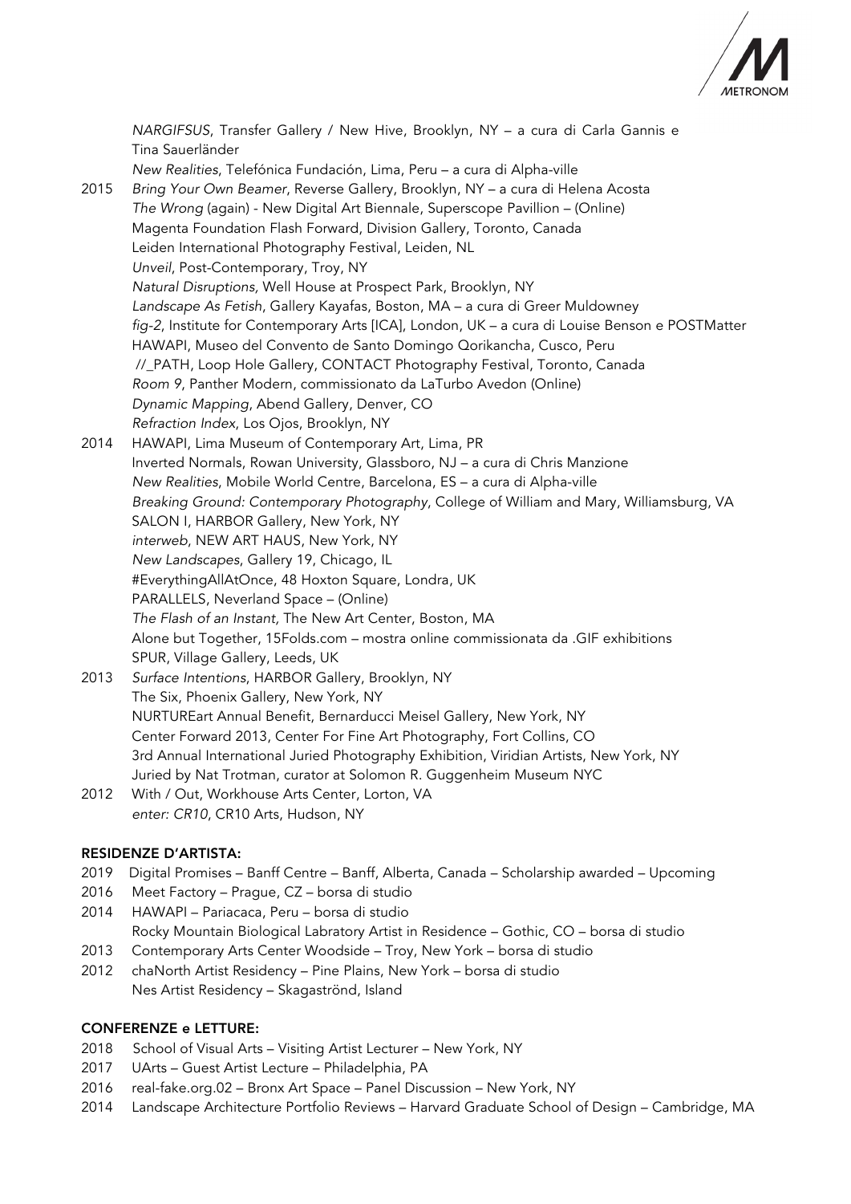*NARGIFSUS*, Transfer Gallery / New Hive, Brooklyn, NY – a cura di Carla Gannis e Tina Sauerländer
*New Realities*, Telefónica Fundación, Lima, Peru – a cura di Alpha-ville

2015 *Bring Your Own Beamer*, Reverse Gallery, Brooklyn, NY – a cura di Helena Acosta
*The Wrong* (again) - New Digital Art Biennale, Superscope Pavillion – (Online)
Magenta Foundation Flash Forward, Division Gallery, Toronto, Canada
Leiden International Photography Festival, Leiden, NL
*Unveil*, Post-Contemporary, Troy, NY
*Natural Disruptions,* Well House at Prospect Park, Brooklyn, NY
*Landscape As Fetish*, Gallery Kayafas, Boston, MA – a cura di Greer Muldowney
*fig-2*, Institute for Contemporary Arts [ICA], London, UK – a cura di Louise Benson e POSTMatter
HAWAPI, Museo del Convento de Santo Domingo Qorikancha, Cusco, Peru
//_PATH, Loop Hole Gallery, CONTACT Photography Festival, Toronto, Canada
*Room 9*, Panther Modern, commissionato da LaTurbo Avedon (Online)
*Dynamic Mapping*, Abend Gallery, Denver, CO
*Refraction Index*, Los Ojos, Brooklyn, NY

2014 HAWAPI, Lima Museum of Contemporary Art, Lima, PR
Inverted Normals, Rowan University, Glassboro, NJ – a cura di Chris Manzione
*New Realities*, Mobile World Centre, Barcelona, ES – a cura di Alpha-ville
*Breaking Ground: Contemporary Photography*, College of William and Mary, Williamsburg, VA
SALON I, HARBOR Gallery, New York, NY
*interweb*, NEW ART HAUS, New York, NY
*New Landscapes*, Gallery 19, Chicago, IL
#EverythingAllAtOnce, 48 Hoxton Square, Londra, UK
PARALLELS, Neverland Space – (Online)
*The Flash of an Instant,* The New Art Center, Boston, MA
Alone but Together, 15Folds.com – mostra online commissionata da .GIF exhibitions
SPUR, Village Gallery, Leeds, UK

2013 *Surface Intentions*, HARBOR Gallery, Brooklyn, NY
The Six, Phoenix Gallery, New York, NY
NURTUREart Annual Benefit, Bernarducci Meisel Gallery, New York, NY
Center Forward 2013, Center For Fine Art Photography, Fort Collins, CO
3rd Annual International Juried Photography Exhibition, Viridian Artists, New York, NY
Juried by Nat Trotman, curator at Solomon R. Guggenheim Museum NYC

2012 With / Out, Workhouse Arts Center, Lorton, VA
*enter: CR10*, CR10 Arts, Hudson, NY

**RESIDENZE D'ARTISTA:**

2019 Digital Promises – Banff Centre – Banff, Alberta, Canada – Scholarship awarded – Upcoming
2016 Meet Factory – Prague, CZ – borsa di studio
2014 HAWAPI – Pariacaca, Peru – borsa di studio
Rocky Mountain Biological Labratory Artist in Residence – Gothic, CO – borsa di studio
2013 Contemporary Arts Center Woodside – Troy, New York – borsa di studio
2012 chaNorth Artist Residency – Pine Plains, New York – borsa di studio
Nes Artist Residency – Skagaströnd, Island

**CONFERENZE e LETTURE:**

2018 School of Visual Arts – Visiting Artist Lecturer – New York, NY
2017 UArts – Guest Artist Lecture – Philadelphia, PA
2016 real-fake.org.02 – Bronx Art Space – Panel Discussion – New York, NY
2014 Landscape Architecture Portfolio Reviews – Harvard Graduate School of Design – Cambridge, MA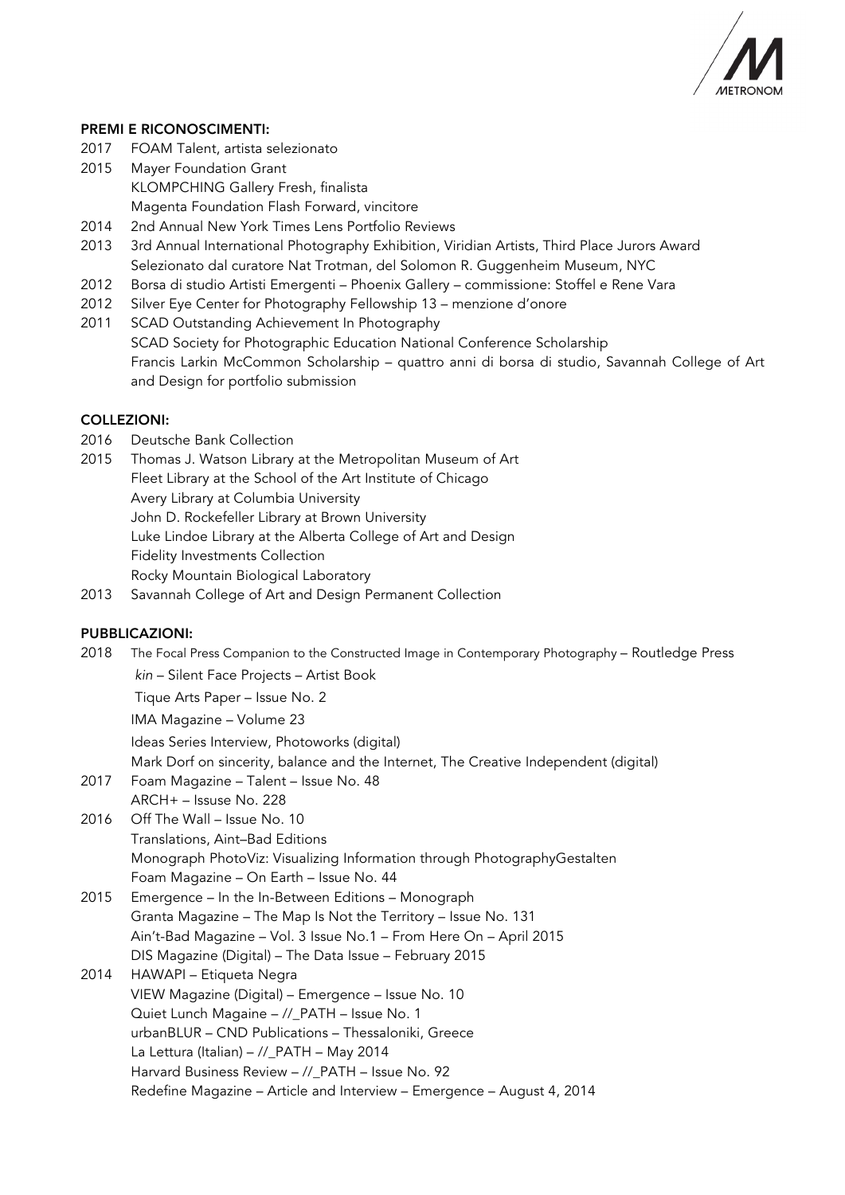## PREMI E RICONOSCIMENTI:

2017 FOAM Talent, artista selezionato

2015 Mayer Foundation Grant
KLOMPCHING Gallery Fresh, finalista
Magenta Foundation Flash Forward, vincitore

2014 2nd Annual New York Times Lens Portfolio Reviews

2013 3rd Annual International Photography Exhibition, Viridian Artists, Third Place Jurors Award
Selezionato dal curatore Nat Trotman, del Solomon R. Guggenheim Museum, NYC

2012 Borsa di studio Artisti Emergenti – Phoenix Gallery – commissione: Stoffel e Rene Vara

2012 Silver Eye Center for Photography Fellowship 13 – menzione d'onore

2011 SCAD Outstanding Achievement In Photography
SCAD Society for Photographic Education National Conference Scholarship
Francis Larkin McCommon Scholarship – quattro anni di borsa di studio, Savannah College of Art and Design for portfolio submission

## COLLEZIONI:

2016 Deutsche Bank Collection

2015 Thomas J. Watson Library at the Metropolitan Museum of Art
Fleet Library at the School of the Art Institute of Chicago
Avery Library at Columbia University
John D. Rockefeller Library at Brown University
Luke Lindoe Library at the Alberta College of Art and Design
Fidelity Investments Collection
Rocky Mountain Biological Laboratory

2013 Savannah College of Art and Design Permanent Collection

## PUBBLICAZIONI:

2018 The Focal Press Companion to the Constructed Image in Contemporary Photography – Routledge Press
*kin* – Silent Face Projects – Artist Book
Tique Arts Paper – Issue No. 2
IMA Magazine – Volume 23
Ideas Series Interview, Photoworks (digital)
Mark Dorf on sincerity, balance and the Internet, The Creative Independent (digital)

2017 Foam Magazine – Talent – Issue No. 48
ARCH+ – Isssue No. 228

2016 Off The Wall – Issue No. 10
Translations, Aint–Bad Editions
Monograph PhotoViz: Visualizing Information through PhotographyGestalten
Foam Magazine – On Earth – Issue No. 44

2015 Emergence – In the In-Between Editions – Monograph
Granta Magazine – The Map Is Not the Territory – Issue No. 131
Ain't-Bad Magazine – Vol. 3 Issue No.1 – From Here On – April 2015
DIS Magazine (Digital) – The Data Issue – February 2015

2014 HAWAPI – Etiqueta Negra
VIEW Magazine (Digital) – Emergence – Issue No. 10
Quiet Lunch Magaine – //_PATH – Issue No. 1
urbanBLUR – CND Publications – Thessaloniki, Greece
La Lettura (Italian) – //_PATH – May 2014
Harvard Business Review – //_PATH – Issue No. 92
Redefine Magazine – Article and Interview – Emergence – August 4, 2014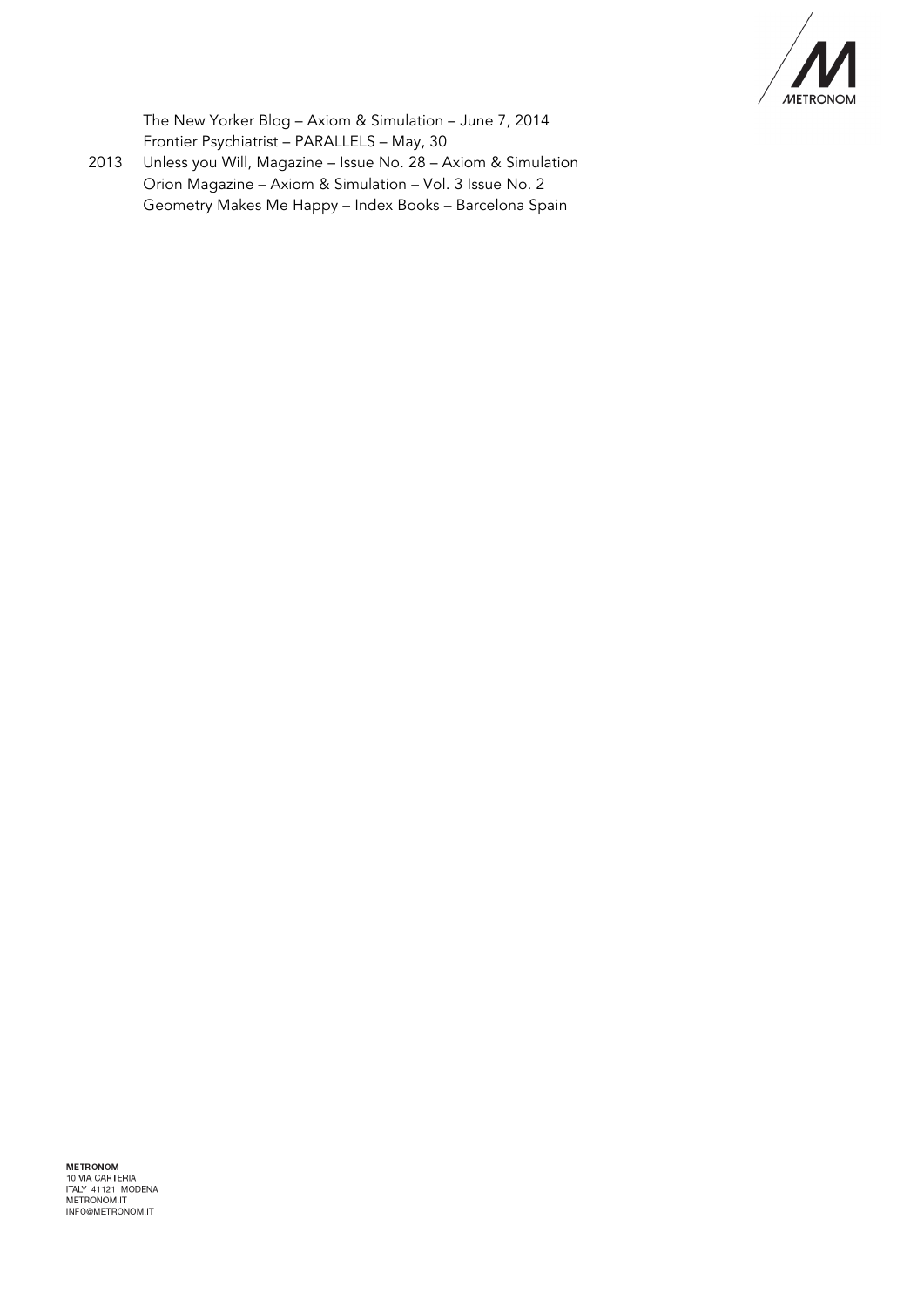The New Yorker Blog – Axiom & Simulation – June 7, 2014
Frontier Psychiatrist – PARALLELS – May, 30

2013 Unless you Will, Magazine – Issue No. 28 – Axiom & Simulation
Orion Magazine – Axiom & Simulation – Vol. 3 Issue No. 2
Geometry Makes Me Happy – Index Books – Barcelona Spain